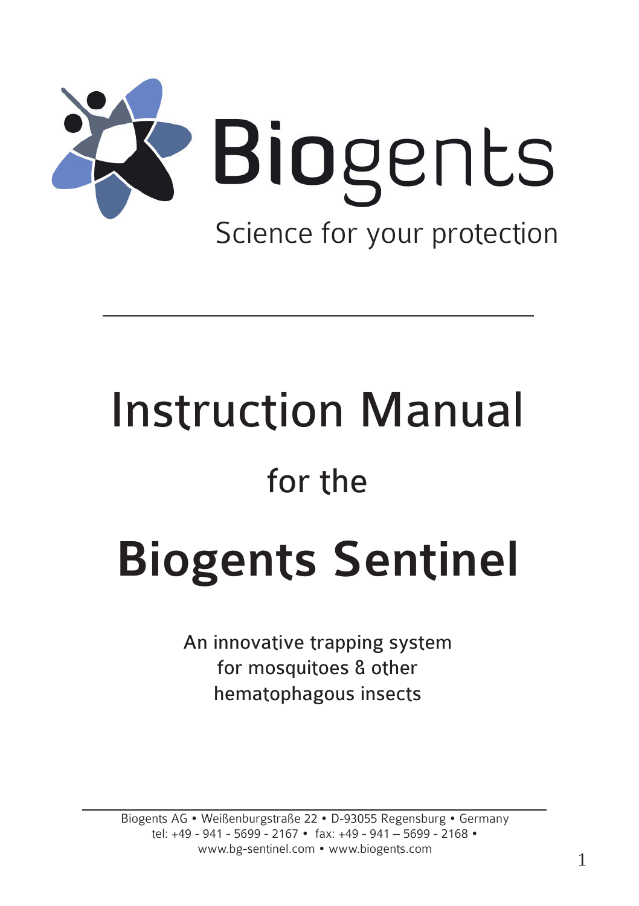Biogents

Science for your protection

---

# Instruction Manual

## for the

# Biogents Sentinel

An innovative trapping system
for mosquitoes & other
hematophagous insects

---

Biogents AG • Weißenburgstraße 22 • D-93055 Regensburg • Germany
tel: +49 - 941 - 5699 - 2167 • fax: +49 - 941 – 5699 - 2168 •
www.bg-sentinel.com • www.biogents.com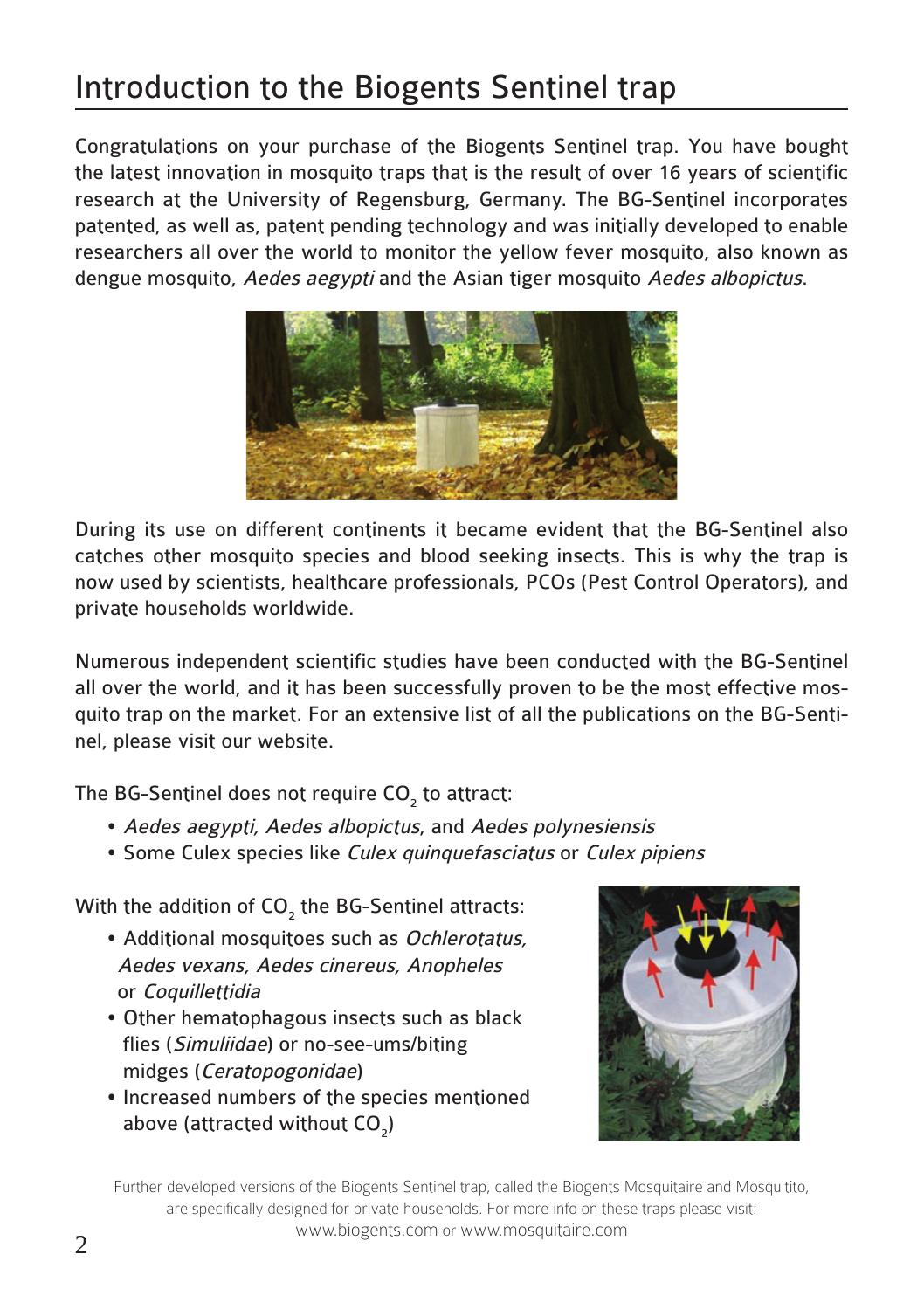# Introduction to the Biogents Sentinel trap

Congratulations on your purchase of the Biogents Sentinel trap. You have bought the latest innovation in mosquito traps that is the result of over 16 years of scientific research at the University of Regensburg, Germany. The BG-Sentinel incorporates patented, as well as, patent pending technology and was initially developed to enable researchers all over the world to monitor the yellow fever mosquito, also known as dengue mosquito, *Aedes aegypti* and the Asian tiger mosquito *Aedes albopictus*.

During its use on different continents it became evident that the BG-Sentinel also catches other mosquito species and blood seeking insects. This is why the trap is now used by scientists, healthcare professionals, PCOs (Pest Control Operators), and private households worldwide.

Numerous independent scientific studies have been conducted with the BG-Sentinel all over the world, and it has been successfully proven to be the most effective mosquito trap on the market. For an extensive list of all the publications on the BG-Sentinel, please visit our website.

The BG-Sentinel does not require $CO_2$ to attract:

- *Aedes aegypti, Aedes albopictus*, and *Aedes polynesiensis*
- Some Culex species like *Culex quinquefasciatus* or *Culex pipiens*

With the addition of $CO_2$ the BG-Sentinel attracts:

- Additional mosquitoes such as *Ochlerotatus, Aedes vexans, Aedes cinereus, Anopheles* or *Coquillettidia*
- Other hematophagous insects such as black flies (*Simuliidae*) or no-see-ums/biting midges (*Ceratopogonidae*)
- Increased numbers of the species mentioned above (attracted without $CO_2$)

Further developed versions of the Biogents Sentinel trap, called the Biogents Mosquitaire and Mosquitito, are specifically designed for private households. For more info on these traps please visit: www.biogents.com or www.mosquitaire.com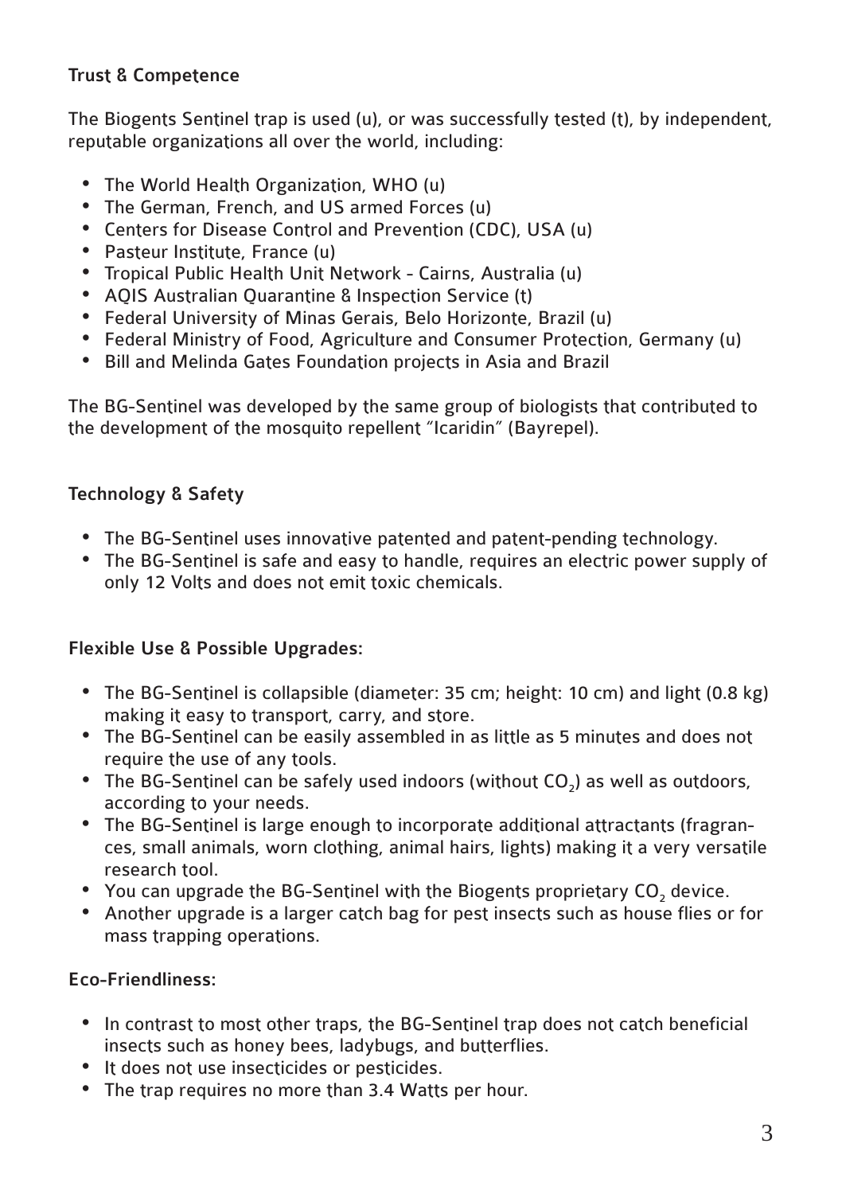### Trust & Competence

The Biogents Sentinel trap is used (u), or was successfully tested (t), by independent, reputable organizations all over the world, including:

- The World Health Organization, WHO (u)
- The German, French, and US armed Forces (u)
- Centers for Disease Control and Prevention (CDC), USA (u)
- Pasteur Institute, France (u)
- Tropical Public Health Unit Network - Cairns, Australia (u)
- AQIS Australian Quarantine & Inspection Service (t)
- Federal University of Minas Gerais, Belo Horizonte, Brazil (u)
- Federal Ministry of Food, Agriculture and Consumer Protection, Germany (u)
- Bill and Melinda Gates Foundation projects in Asia and Brazil

The BG-Sentinel was developed by the same group of biologists that contributed to the development of the mosquito repellent "Icaridin" (Bayrepel).

### Technology & Safety

- The BG-Sentinel uses innovative patented and patent-pending technology.
- The BG-Sentinel is safe and easy to handle, requires an electric power supply of only 12 Volts and does not emit toxic chemicals.

### Flexible Use & Possible Upgrades:

- The BG-Sentinel is collapsible (diameter: 35 cm; height: 10 cm) and light (0.8 kg) making it easy to transport, carry, and store.
- The BG-Sentinel can be easily assembled in as little as 5 minutes and does not require the use of any tools.
- The BG-Sentinel can be safely used indoors (without $CO_2$) as well as outdoors, according to your needs.
- The BG-Sentinel is large enough to incorporate additional attractants (fragrances, small animals, worn clothing, animal hairs, lights) making it a very versatile research tool.
- You can upgrade the BG-Sentinel with the Biogents proprietary $CO_2$ device.
- Another upgrade is a larger catch bag for pest insects such as house flies or for mass trapping operations.

### Eco-Friendliness:

- In contrast to most other traps, the BG-Sentinel trap does not catch beneficial insects such as honey bees, ladybugs, and butterflies.
- It does not use insecticides or pesticides.
- The trap requires no more than 3.4 Watts per hour.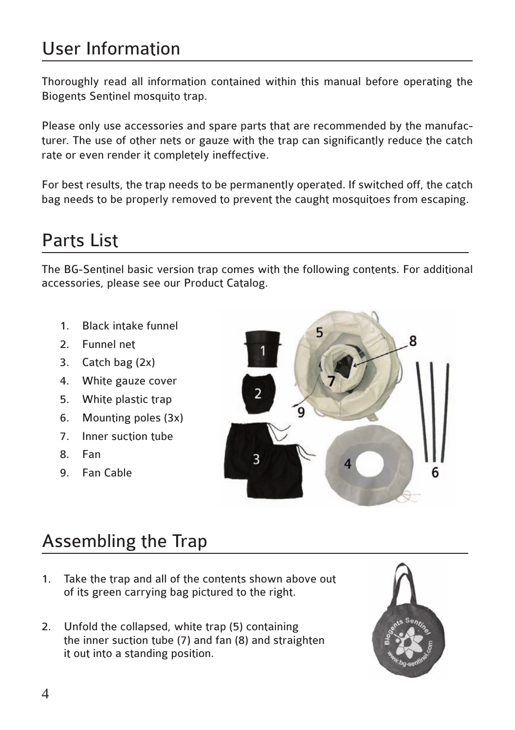# User Information

Thoroughly read all information contained within this manual before operating the Biogents Sentinel mosquito trap.

Please only use accessories and spare parts that are recommended by the manufacturer. The use of other nets or gauze with the trap can significantly reduce the catch rate or even render it completely ineffective.

For best results, the trap needs to be permanently operated. If switched off, the catch bag needs to be properly removed to prevent the caught mosquitoes from escaping.

# Parts List

The BG-Sentinel basic version trap comes with the following contents. For additional accessories, please see our Product Catalog.

1. Black intake funnel
2. Funnel net
3. Catch bag (2x)
4. White gauze cover
5. White plastic trap
6. Mounting poles (3x)
7. Inner suction tube
8. Fan
9. Fan Cable

# Assembling the Trap

1. Take the trap and all of the contents shown above out of its green carrying bag pictured to the right.

2. Unfold the collapsed, white trap (5) containing the inner suction tube (7) and fan (8) and straighten it out into a standing position.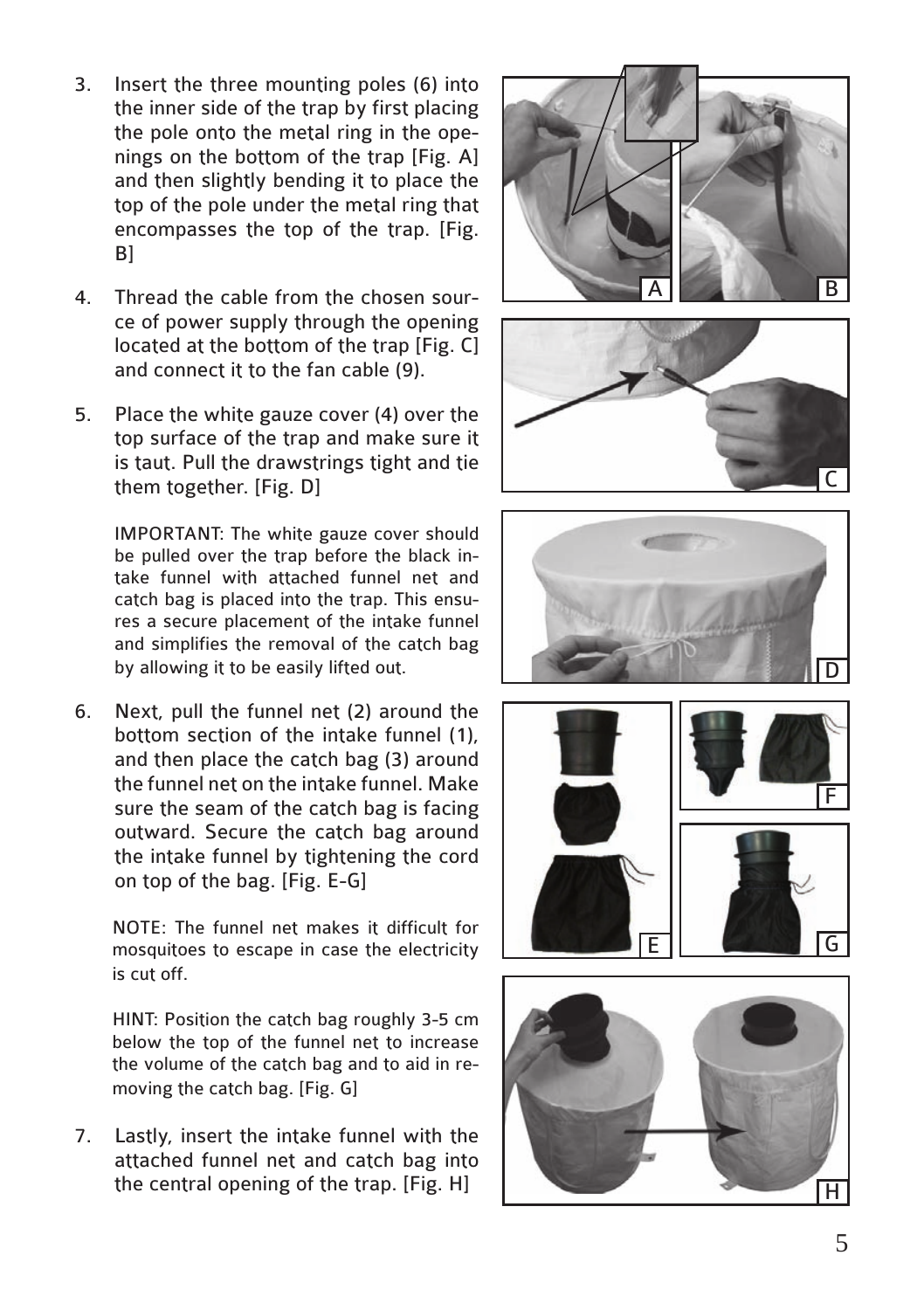3. Insert the three mounting poles (6) into the inner side of the trap by first placing the pole onto the metal ring in the openings on the bottom of the trap [Fig. A] and then slightly bending it to place the top of the pole under the metal ring that encompasses the top of the trap. [Fig. B]

4. Thread the cable from the chosen source of power supply through the opening located at the bottom of the trap [Fig. C] and connect it to the fan cable (9).

5. Place the white gauze cover (4) over the top surface of the trap and make sure it is taut. Pull the drawstrings tight and tie them together. [Fig. D]

   IMPORTANT: The white gauze cover should be pulled over the trap before the black intake funnel with attached funnel net and catch bag is placed into the trap. This ensures a secure placement of the intake funnel and simplifies the removal of the catch bag by allowing it to be easily lifted out.

6. Next, pull the funnel net (2) around the bottom section of the intake funnel (1), and then place the catch bag (3) around the funnel net on the intake funnel. Make sure the seam of the catch bag is facing outward. Secure the catch bag around the intake funnel by tightening the cord on top of the bag. [Fig. E-G]

   NOTE: The funnel net makes it difficult for mosquitoes to escape in case the electricity is cut off.

   HINT: Position the catch bag roughly 3-5 cm below the top of the funnel net to increase the volume of the catch bag and to aid in removing the catch bag. [Fig. G]

7. Lastly, insert the intake funnel with the attached funnel net and catch bag into the central opening of the trap. [Fig. H]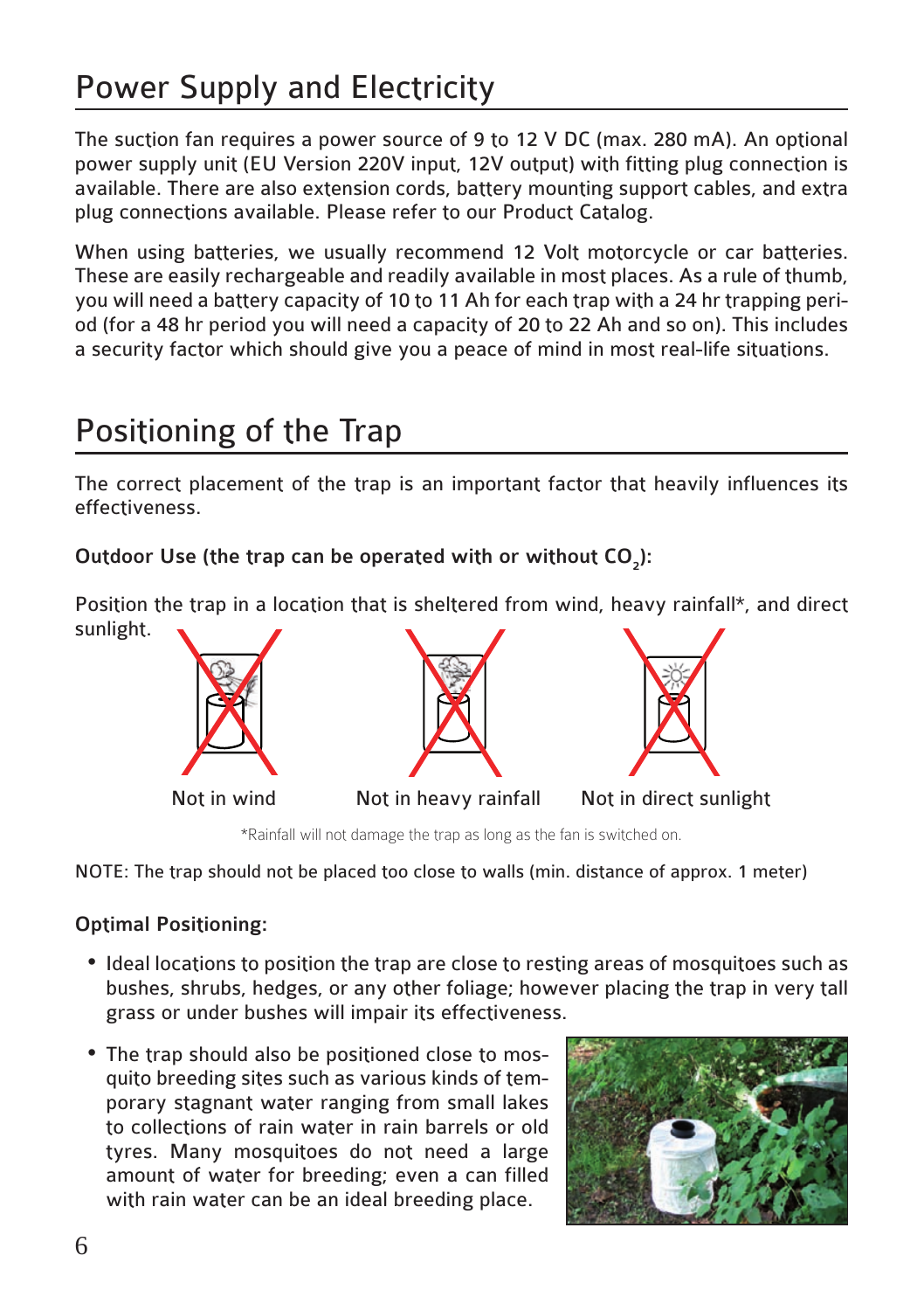# Power Supply and Electricity

The suction fan requires a power source of 9 to 12 V DC (max. 280 mA). An optional power supply unit (EU Version 220V input, 12V output) with fitting plug connection is available. There are also extension cords, battery mounting support cables, and extra plug connections available. Please refer to our Product Catalog.

When using batteries, we usually recommend 12 Volt motorcycle or car batteries. These are easily rechargeable and readily available in most places. As a rule of thumb, you will need a battery capacity of 10 to 11 Ah for each trap with a 24 hr trapping period (for a 48 hr period you will need a capacity of 20 to 22 Ah and so on). This includes a security factor which should give you a peace of mind in most real-life situations.

# Positioning of the Trap

The correct placement of the trap is an important factor that heavily influences its effectiveness.

**Outdoor Use (the trap can be operated with or without $CO_2$):**

Position the trap in a location that is sheltered from wind, heavy rainfall*, and direct sunlight.

Not in wind    Not in heavy rainfall    Not in direct sunlight

*Rainfall will not damage the trap as long as the fan is switched on.

NOTE: The trap should not be placed too close to walls (min. distance of approx. 1 meter)

**Optimal Positioning:**

- Ideal locations to position the trap are close to resting areas of mosquitoes such as bushes, shrubs, hedges, or any other foliage; however placing the trap in very tall grass or under bushes will impair its effectiveness.
- The trap should also be positioned close to mosquito breeding sites such as various kinds of temporary stagnant water ranging from small lakes to collections of rain water in rain barrels or old tyres. Many mosquitoes do not need a large amount of water for breeding; even a can filled with rain water can be an ideal breeding place.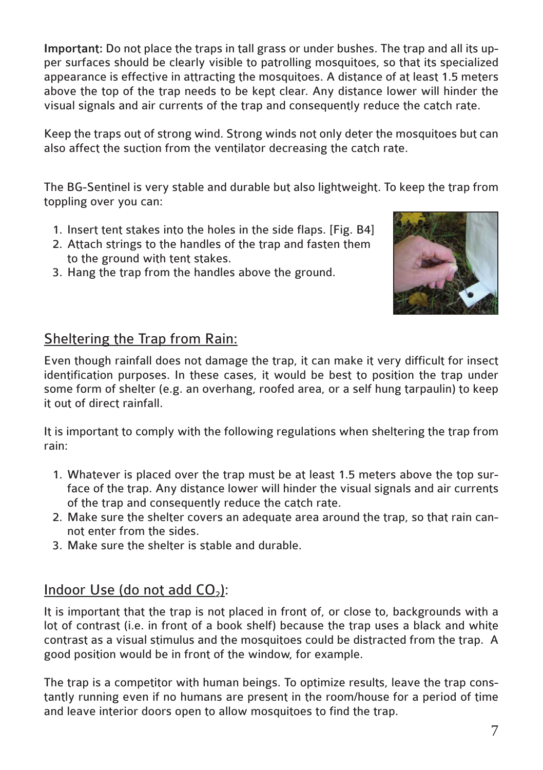**Important:** Do not place the traps in tall grass or under bushes. The trap and all its upper surfaces should be clearly visible to patrolling mosquitoes, so that its specialized appearance is effective in attracting the mosquitoes. A distance of at least 1.5 meters above the top of the trap needs to be kept clear. Any distance lower will hinder the visual signals and air currents of the trap and consequently reduce the catch rate.

Keep the traps out of strong wind. Strong winds not only deter the mosquitoes but can also affect the suction from the ventilator decreasing the catch rate.

The BG-Sentinel is very stable and durable but also lightweight. To keep the trap from toppling over you can:

1. Insert tent stakes into the holes in the side flaps. [Fig. B4]
2. Attach strings to the handles of the trap and fasten them to the ground with tent stakes.
3. Hang the trap from the handles above the ground.

## Sheltering the Trap from Rain:

Even though rainfall does not damage the trap, it can make it very difficult for insect identification purposes. In these cases, it would be best to position the trap under some form of shelter (e.g. an overhang, roofed area, or a self hung tarpaulin) to keep it out of direct rainfall.

It is important to comply with the following regulations when sheltering the trap from rain:

1. Whatever is placed over the trap must be at least 1.5 meters above the top surface of the trap. Any distance lower will hinder the visual signals and air currents of the trap and consequently reduce the catch rate.
2. Make sure the shelter covers an adequate area around the trap, so that rain cannot enter from the sides.
3. Make sure the shelter is stable and durable.

## Indoor Use (do not add $CO_2$):

It is important that the trap is not placed in front of, or close to, backgrounds with a lot of contrast (i.e. in front of a book shelf) because the trap uses a black and white contrast as a visual stimulus and the mosquitoes could be distracted from the trap. A good position would be in front of the window, for example.

The trap is a competitor with human beings. To optimize results, leave the trap constantly running even if no humans are present in the room/house for a period of time and leave interior doors open to allow mosquitoes to find the trap.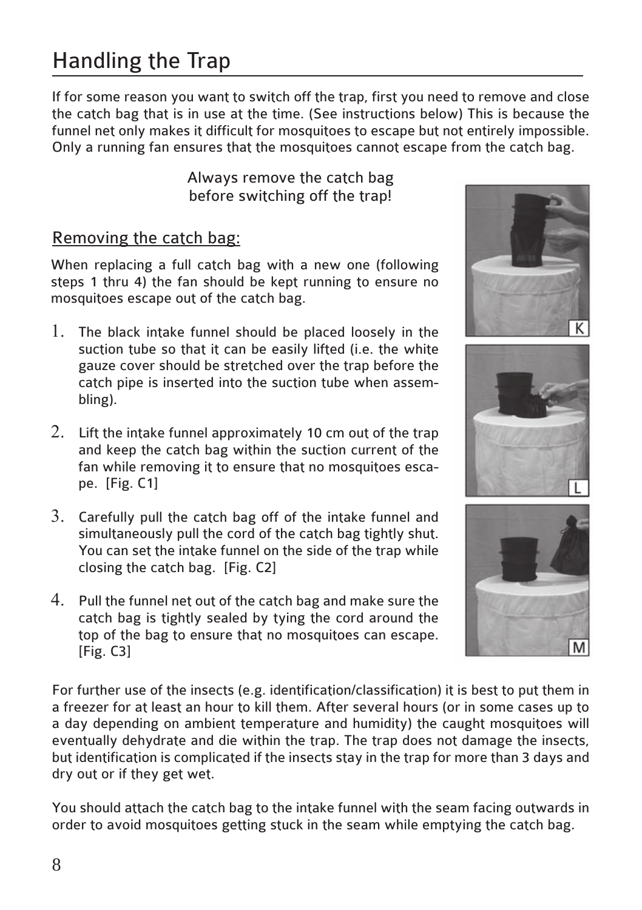# Handling the Trap

If for some reason you want to switch off the trap, first you need to remove and close the catch bag that is in use at the time. (See instructions below) This is because the funnel net only makes it difficult for mosquitoes to escape but not entirely impossible. Only a running fan ensures that the mosquitoes cannot escape from the catch bag.

Always remove the catch bag
before switching off the trap!

## Removing the catch bag:

When replacing a full catch bag with a new one (following steps 1 thru 4) the fan should be kept running to ensure no mosquitoes escape out of the catch bag.

1. The black intake funnel should be placed loosely in the suction tube so that it can be easily lifted (i.e. the white gauze cover should be stretched over the trap before the catch pipe is inserted into the suction tube when assembling).

2. Lift the intake funnel approximately 10 cm out of the trap and keep the catch bag within the suction current of the fan while removing it to ensure that no mosquitoes escape. [Fig. C1]

3. Carefully pull the catch bag off of the intake funnel and simultaneously pull the cord of the catch bag tightly shut. You can set the intake funnel on the side of the trap while closing the catch bag. [Fig. C2]

4. Pull the funnel net out of the catch bag and make sure the catch bag is tightly sealed by tying the cord around the top of the bag to ensure that no mosquitoes can escape. [Fig. C3]

K

L

M

For further use of the insects (e.g. identification/classification) it is best to put them in a freezer for at least an hour to kill them. After several hours (or in some cases up to a day depending on ambient temperature and humidity) the caught mosquitoes will eventually dehydrate and die within the trap. The trap does not damage the insects, but identification is complicated if the insects stay in the trap for more than 3 days and dry out or if they get wet.

You should attach the catch bag to the intake funnel with the seam facing outwards in order to avoid mosquitoes getting stuck in the seam while emptying the catch bag.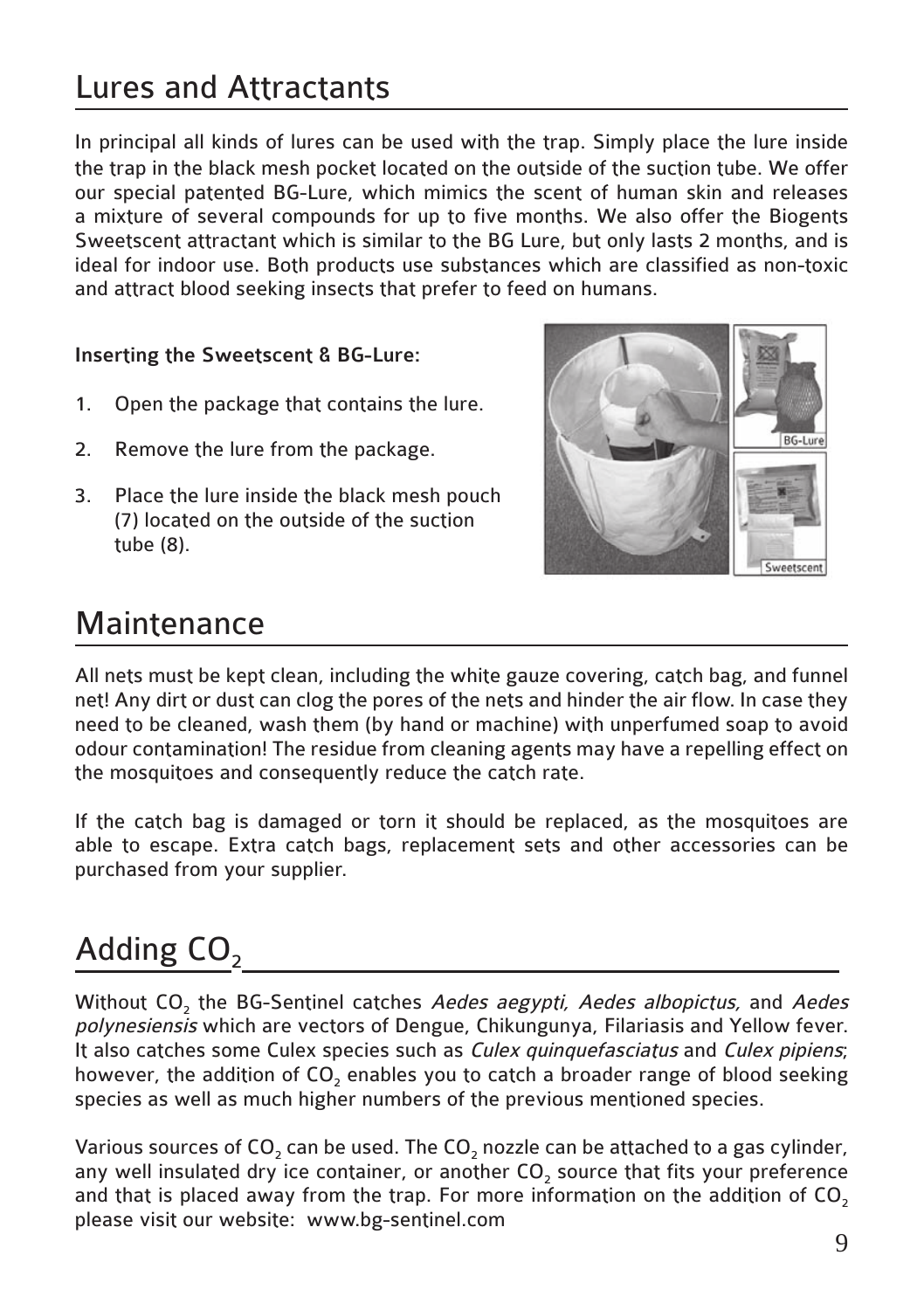## Lures and Attractants

In principal all kinds of lures can be used with the trap. Simply place the lure inside the trap in the black mesh pocket located on the outside of the suction tube. We offer our special patented BG-Lure, which mimics the scent of human skin and releases a mixture of several compounds for up to five months. We also offer the Biogents Sweetscent attractant which is similar to the BG Lure, but only lasts 2 months, and is ideal for indoor use. Both products use substances which are classified as non-toxic and attract blood seeking insects that prefer to feed on humans.

**Inserting the Sweetscent & BG-Lure:**

1. Open the package that contains the lure.
2. Remove the lure from the package.
3. Place the lure inside the black mesh pouch (7) located on the outside of the suction tube (8).

## Maintenance

All nets must be kept clean, including the white gauze covering, catch bag, and funnel net! Any dirt or dust can clog the pores of the nets and hinder the air flow. In case they need to be cleaned, wash them (by hand or machine) with unperfumed soap to avoid odour contamination! The residue from cleaning agents may have a repelling effect on the mosquitoes and consequently reduce the catch rate.

If the catch bag is damaged or torn it should be replaced, as the mosquitoes are able to escape. Extra catch bags, replacement sets and other accessories can be purchased from your supplier.

## Adding $CO_2$

Without $CO_2$ the BG-Sentinel catches *Aedes aegypti, Aedes albopictus,* and *Aedes polynesiensis* which are vectors of Dengue, Chikungunya, Filariasis and Yellow fever. It also catches some Culex species such as *Culex quinquefasciatus* and *Culex pipiens*; however, the addition of $CO_2$ enables you to catch a broader range of blood seeking species as well as much higher numbers of the previous mentioned species.

Various sources of $CO_2$ can be used. The $CO_2$ nozzle can be attached to a gas cylinder, any well insulated dry ice container, or another $CO_2$ source that fits your preference and that is placed away from the trap. For more information on the addition of $CO_2$ please visit our website: www.bg-sentinel.com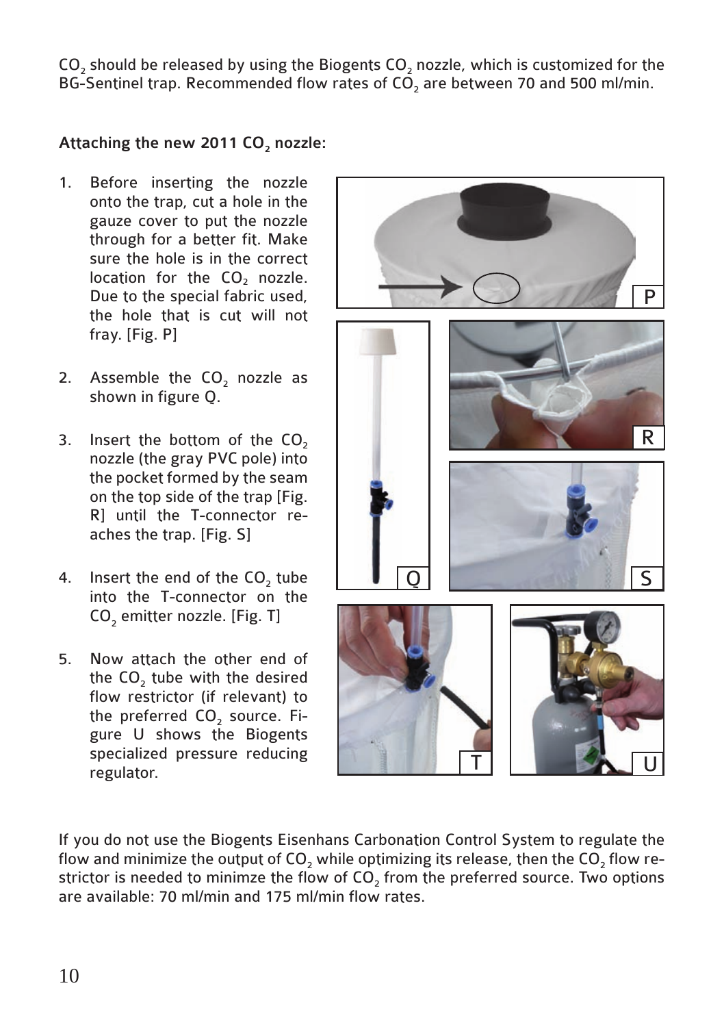$CO_2$ should be released by using the Biogents $CO_2$ nozzle, which is customized for the BG-Sentinel trap. Recommended flow rates of $CO_2$ are between 70 and 500 ml/min.

**Attaching the new 2011 $CO_2$ nozzle:**

1. Before inserting the nozzle onto the trap, cut a hole in the gauze cover to put the nozzle through for a better fit. Make sure the hole is in the correct location for the $CO_2$ nozzle. Due to the special fabric used, the hole that is cut will not fray. [Fig. P]

2. Assemble the $CO_2$ nozzle as shown in figure Q.

3. Insert the bottom of the $CO_2$ nozzle (the gray PVC pole) into the pocket formed by the seam on the top side of the trap [Fig. R] until the T-connector reaches the trap. [Fig. S]

4. Insert the end of the $CO_2$ tube into the T-connector on the $CO_2$ emitter nozzle. [Fig. T]

5. Now attach the other end of the $CO_2$ tube with the desired flow restrictor (if relevant) to the preferred $CO_2$ source. Figure U shows the Biogents specialized pressure reducing regulator.

If you do not use the Biogents Eisenhans Carbonation Control System to regulate the flow and minimize the output of $CO_2$ while optimizing its release, then the $CO_2$ flow restrictor is needed to minimze the flow of $CO_2$ from the preferred source. Two options are available: 70 ml/min and 175 ml/min flow rates.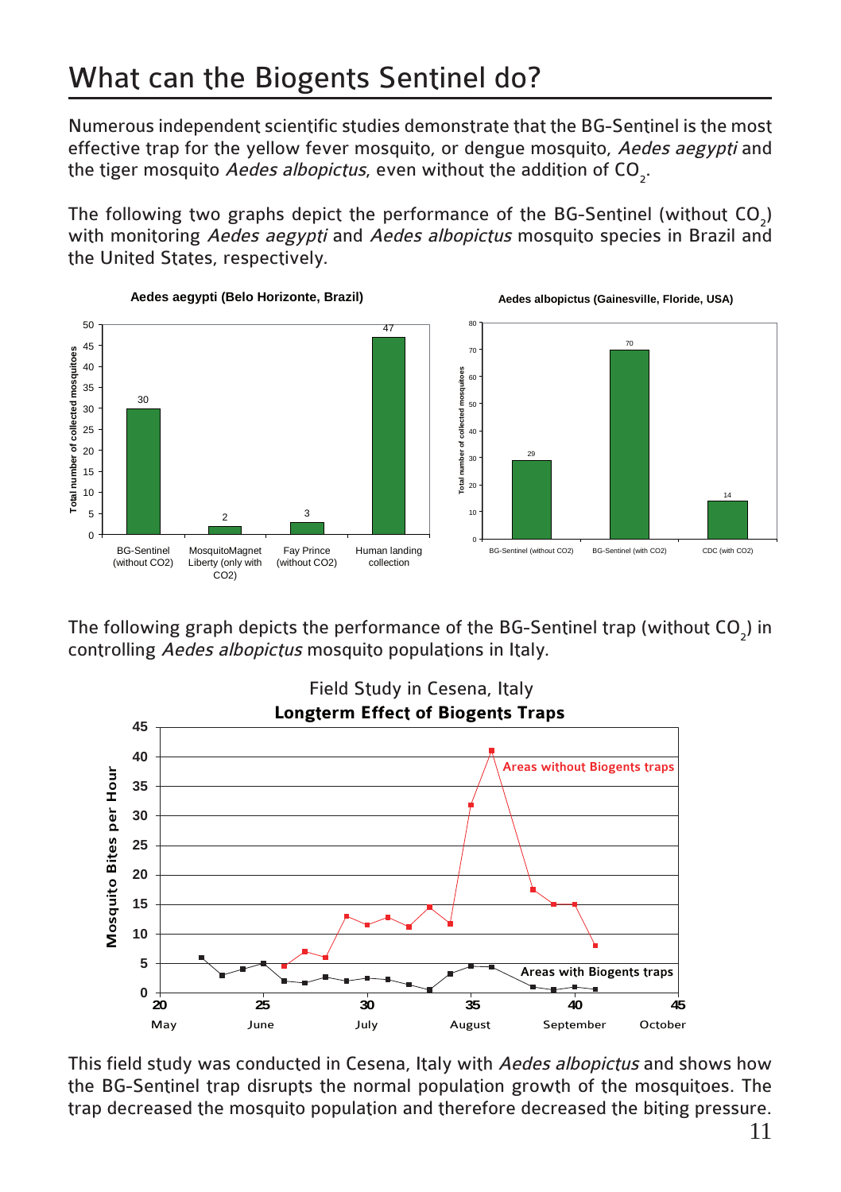# What can the Biogents Sentinel do?

Numerous independent scientific studies demonstrate that the BG-Sentinel is the most effective trap for the yellow fever mosquito, or dengue mosquito, *Aedes aegypti* and the tiger mosquito *Aedes albopictus*, even without the addition of $CO_2$.

The following two graphs depict the performance of the BG-Sentinel (without $CO_2$) with monitoring *Aedes aegypti* and *Aedes albopictus* mosquito species in Brazil and the United States, respectively.

**Aedes aegypti (Belo Horizonte, Brazil)**

| Trap | Total number of collected mosquitoes |
|---|---|
| BG-Sentinel (without CO2) | 30 |
| MosquitoMagnet Liberty (only with CO2) | 2 |
| Fay Prince (without CO2) | 3 |
| Human landing collection | 47 |

**Aedes albopictus (Gainesville, Floride, USA)**

| Trap | Total number of collected mosquitoes |
|---|---|
| BG-Sentinel (without CO2) | 29 |
| BG-Sentinel (with CO2) | 70 |
| CDC (with CO2) | 14 |

The following graph depicts the performance of the BG-Sentinel trap (without $CO_2$) in controlling *Aedes albopictus* mosquito populations in Italy.

Field Study in Cesena, Italy
**Longterm Effect of Biogents Traps**

(Graph: Mosquito Bites per Hour, weeks 20–45, May–October; series: "Areas without Biogents traps" and "Areas with Biogents traps")

This field study was conducted in Cesena, Italy with *Aedes albopictus* and shows how the BG-Sentinel trap disrupts the normal population growth of the mosquitoes. The trap decreased the mosquito population and therefore decreased the biting pressure.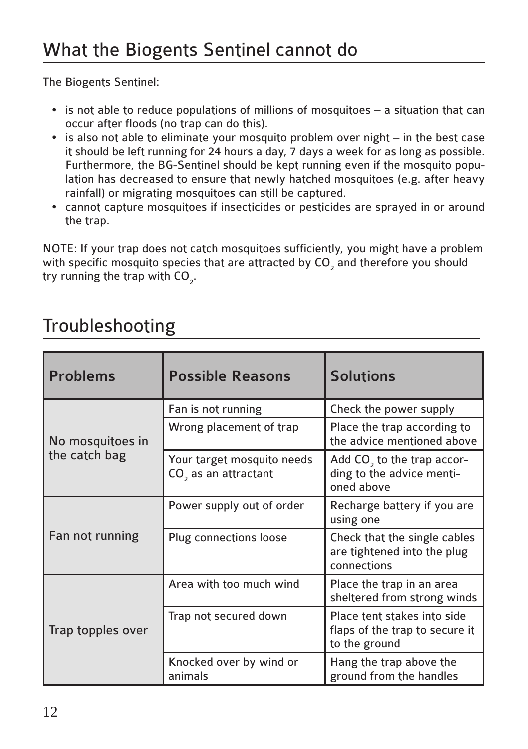## What the Biogents Sentinel cannot do

The Biogents Sentinel:

- is not able to reduce populations of millions of mosquitoes – a situation that can occur after floods (no trap can do this).
- is also not able to eliminate your mosquito problem over night – in the best case it should be left running for 24 hours a day, 7 days a week for as long as possible. Furthermore, the BG-Sentinel should be kept running even if the mosquito population has decreased to ensure that newly hatched mosquitoes (e.g. after heavy rainfall) or migrating mosquitoes can still be captured.
- cannot capture mosquitoes if insecticides or pesticides are sprayed in or around the trap.

NOTE: If your trap does not catch mosquitoes sufficiently, you might have a problem with specific mosquito species that are attracted by $CO_2$ and therefore you should try running the trap with $CO_2$.

## Troubleshooting

| Problems | Possible Reasons | Solutions |
|---|---|---|
| No mosquitoes in the catch bag | Fan is not running | Check the power supply |
| | Wrong placement of trap | Place the trap according to the advice mentioned above |
| | Your target mosquito needs $CO_2$ as an attractant | Add $CO_2$ to the trap according to the advice mentioned above |
| Fan not running | Power supply out of order | Recharge battery if you are using one |
| | Plug connections loose | Check that the single cables are tightened into the plug connections |
| Trap topples over | Area with too much wind | Place the trap in an area sheltered from strong winds |
| | Trap not secured down | Place tent stakes into side flaps of the trap to secure it to the ground |
| | Knocked over by wind or animals | Hang the trap above the ground from the handles |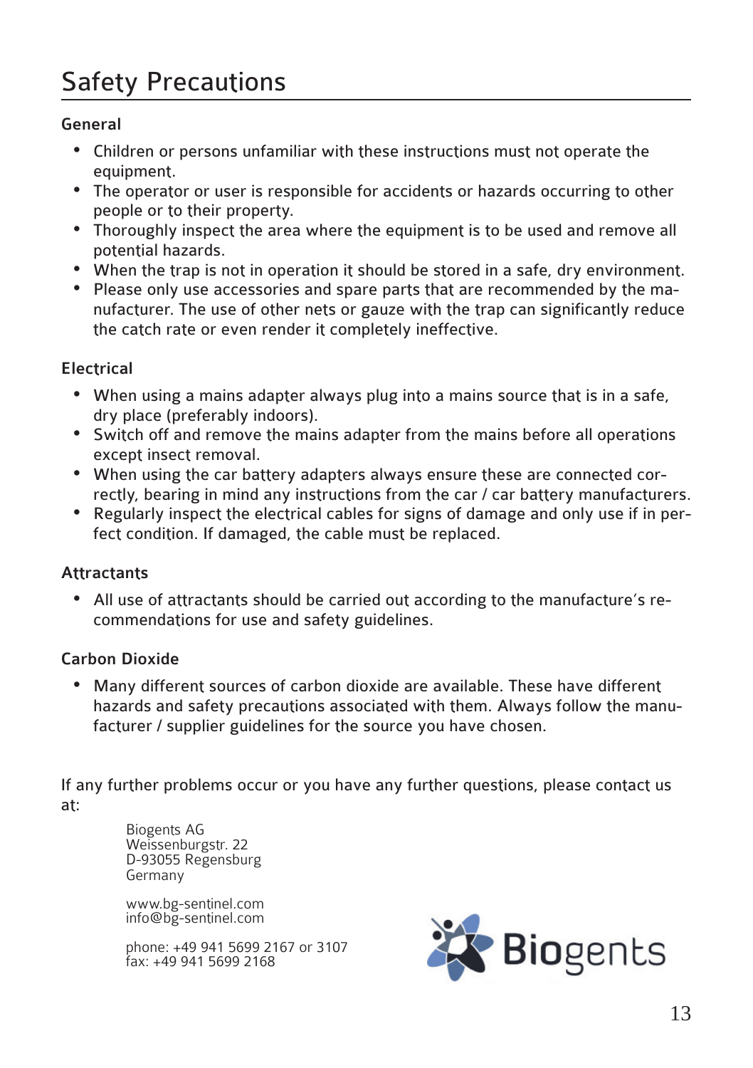# Safety Precautions

## General

- Children or persons unfamiliar with these instructions must not operate the equipment.
- The operator or user is responsible for accidents or hazards occurring to other people or to their property.
- Thoroughly inspect the area where the equipment is to be used and remove all potential hazards.
- When the trap is not in operation it should be stored in a safe, dry environment.
- Please only use accessories and spare parts that are recommended by the manufacturer. The use of other nets or gauze with the trap can significantly reduce the catch rate or even render it completely ineffective.

## Electrical

- When using a mains adapter always plug into a mains source that is in a safe, dry place (preferably indoors).
- Switch off and remove the mains adapter from the mains before all operations except insect removal.
- When using the car battery adapters always ensure these are connected correctly, bearing in mind any instructions from the car / car battery manufacturers.
- Regularly inspect the electrical cables for signs of damage and only use if in perfect condition. If damaged, the cable must be replaced.

## Attractants

- All use of attractants should be carried out according to the manufacture's recommendations for use and safety guidelines.

## Carbon Dioxide

- Many different sources of carbon dioxide are available. These have different hazards and safety precautions associated with them. Always follow the manufacturer / supplier guidelines for the source you have chosen.

If any further problems occur or you have any further questions, please contact us at:

Biogents AG
Weissenburgstr. 22
D-93055 Regensburg
Germany

www.bg-sentinel.com
info@bg-sentinel.com

phone: +49 941 5699 2167 or 3107
fax: +49 941 5699 2168

Biogents